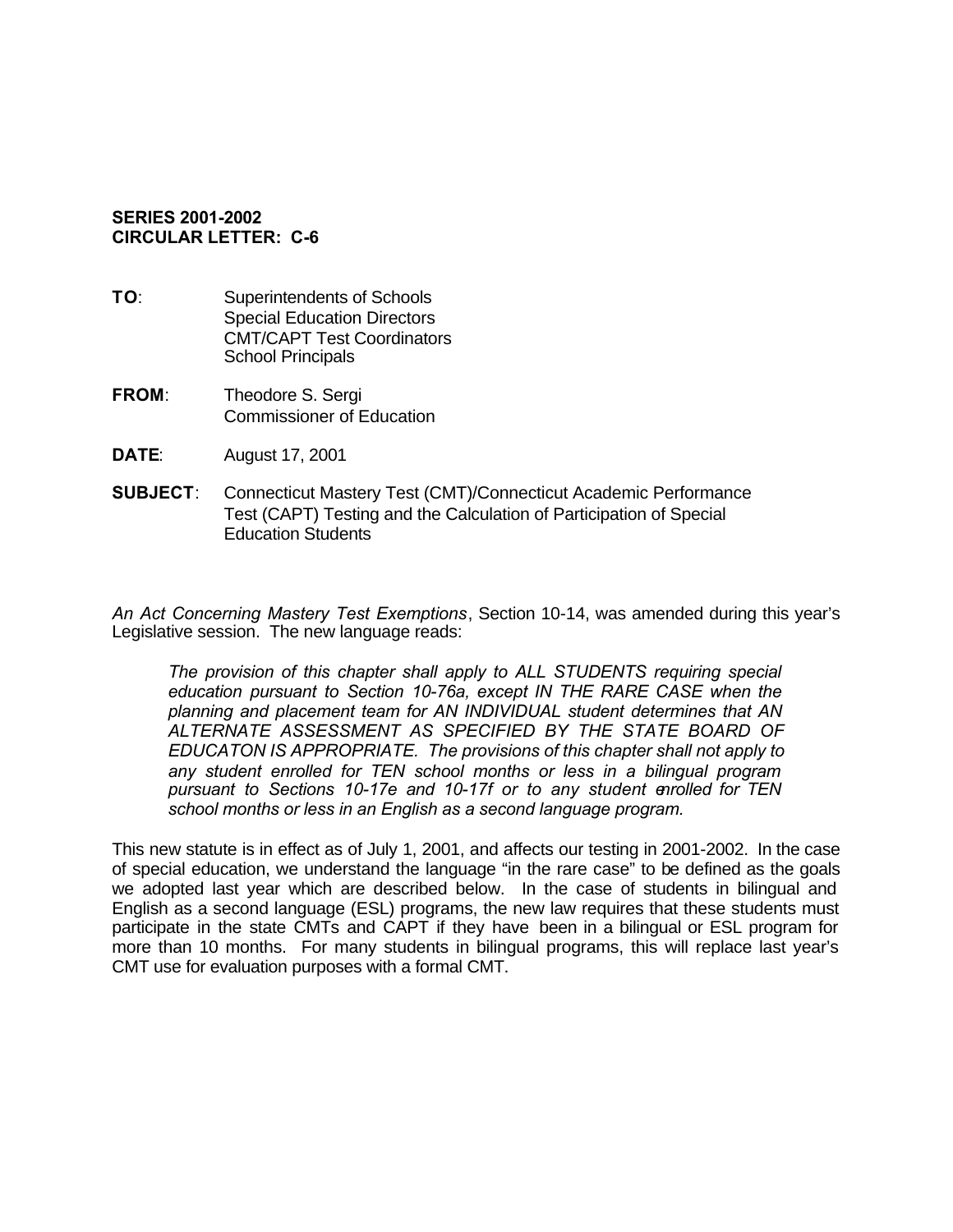**SERIES 2001-2002**
**CIRCULAR LETTER: C-6**

**TO**: Superintendents of Schools
Special Education Directors
CMT/CAPT Test Coordinators
School Principals

**FROM**: Theodore S. Sergi
Commissioner of Education

**DATE**: August 17, 2001

**SUBJECT**: Connecticut Mastery Test (CMT)/Connecticut Academic Performance Test (CAPT) Testing and the Calculation of Participation of Special Education Students

*An Act Concerning Mastery Test Exemptions*, Section 10-14, was amended during this year's Legislative session. The new language reads:

> *The provision of this chapter shall apply to ALL STUDENTS requiring special education pursuant to Section 10-76a, except IN THE RARE CASE when the planning and placement team for AN INDIVIDUAL student determines that AN ALTERNATE ASSESSMENT AS SPECIFIED BY THE STATE BOARD OF EDUCATON IS APPROPRIATE. The provisions of this chapter shall not apply to any student enrolled for TEN school months or less in a bilingual program pursuant to Sections 10-17e and 10-17f or to any student enrolled for TEN school months or less in an English as a second language program.*

This new statute is in effect as of July 1, 2001, and affects our testing in 2001-2002. In the case of special education, we understand the language "in the rare case" to be defined as the goals we adopted last year which are described below. In the case of students in bilingual and English as a second language (ESL) programs, the new law requires that these students must participate in the state CMTs and CAPT if they have been in a bilingual or ESL program for more than 10 months. For many students in bilingual programs, this will replace last year's CMT use for evaluation purposes with a formal CMT.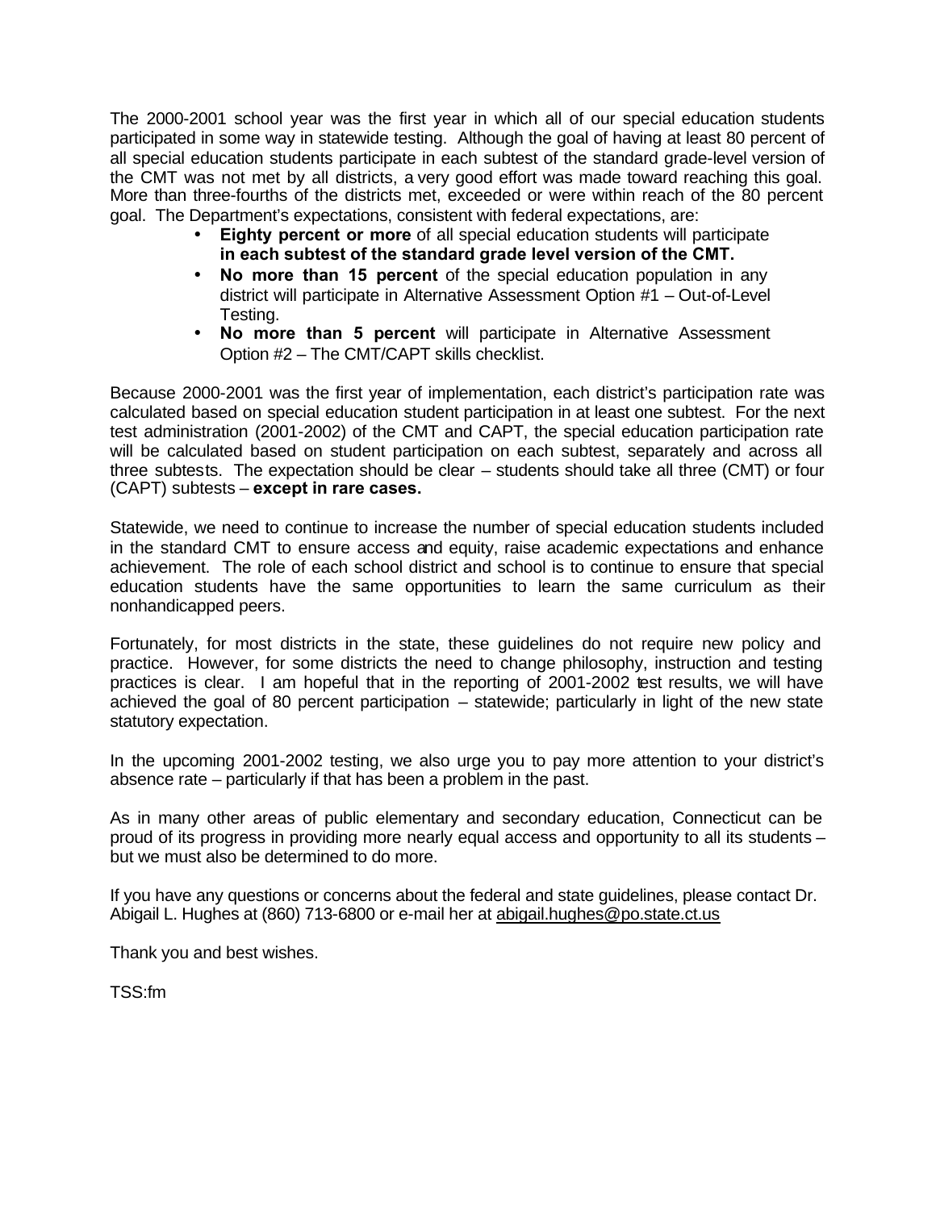The 2000-2001 school year was the first year in which all of our special education students participated in some way in statewide testing. Although the goal of having at least 80 percent of all special education students participate in each subtest of the standard grade-level version of the CMT was not met by all districts, a very good effort was made toward reaching this goal. More than three-fourths of the districts met, exceeded or were within reach of the 80 percent goal. The Department's expectations, consistent with federal expectations, are:

- **Eighty percent or more** of all special education students will participate **in each subtest of the standard grade level version of the CMT.**
- **No more than 15 percent** of the special education population in any district will participate in Alternative Assessment Option #1 – Out-of-Level Testing.
- **No more than 5 percent** will participate in Alternative Assessment Option #2 – The CMT/CAPT skills checklist.

Because 2000-2001 was the first year of implementation, each district's participation rate was calculated based on special education student participation in at least one subtest. For the next test administration (2001-2002) of the CMT and CAPT, the special education participation rate will be calculated based on student participation on each subtest, separately and across all three subtests. The expectation should be clear – students should take all three (CMT) or four (CAPT) subtests – **except in rare cases.**

Statewide, we need to continue to increase the number of special education students included in the standard CMT to ensure access and equity, raise academic expectations and enhance achievement. The role of each school district and school is to continue to ensure that special education students have the same opportunities to learn the same curriculum as their nonhandicapped peers.

Fortunately, for most districts in the state, these guidelines do not require new policy and practice. However, for some districts the need to change philosophy, instruction and testing practices is clear. I am hopeful that in the reporting of 2001-2002 test results, we will have achieved the goal of 80 percent participation – statewide; particularly in light of the new state statutory expectation.

In the upcoming 2001-2002 testing, we also urge you to pay more attention to your district's absence rate – particularly if that has been a problem in the past.

As in many other areas of public elementary and secondary education, Connecticut can be proud of its progress in providing more nearly equal access and opportunity to all its students – but we must also be determined to do more.

If you have any questions or concerns about the federal and state guidelines, please contact Dr. Abigail L. Hughes at (860) 713-6800 or e-mail her at abigail.hughes@po.state.ct.us

Thank you and best wishes.

TSS:fm